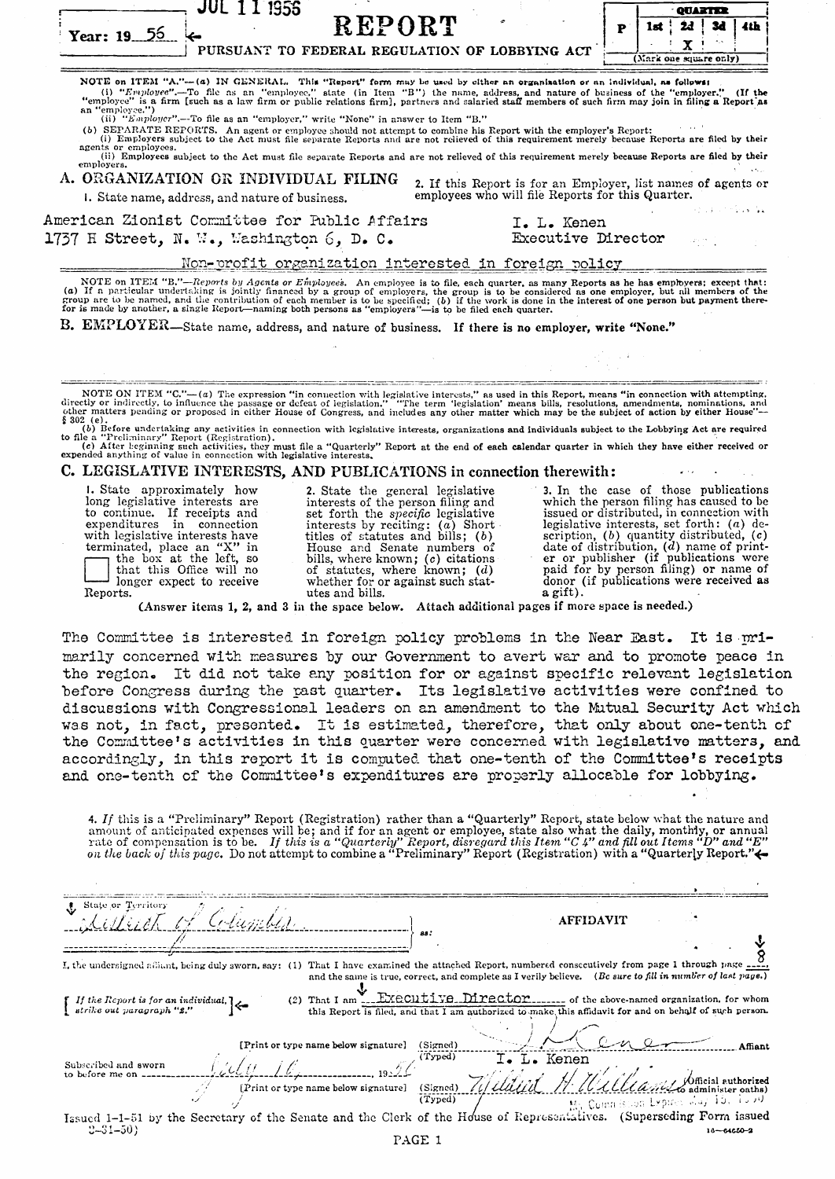JUL 11 1956

Year: 19 56

# REPORT

PURSUANT TO FEDERAL REGULATION OF LOBBYING ACT

| P | QUARTER | | | |
|---|---|---|---|---|
| | 1st | 2d | 3d | 4th |
| | | X | | |

(Mark one square only)

NOTE on ITEM "A."—(a) IN GENERAL. This "Report" form may be used by either an organization or an individual, as follows:

(i) "Employee".—To file as an "employee," state (in Item "B") the name, address, and nature of business of the "employer." (If the "employee" is a firm [such as a law firm or public relations firm], partners and salaried staff members of such firm may join in filing a Report as an "employee.")

(ii) "Employer".—To file as an "employer," write "None" in answer to Item "B."

(b) SEPARATE REPORTS. An agent or employee should not attempt to combine his Report with the employer's Report:

(i) Employers subject to the Act must file separate Reports and are not relieved of this requirement merely because Reports are filed by their agents or employees.

(ii) Employees subject to the Act must file separate Reports and are not relieved of this requirement merely because Reports are filed by their employers.

## A. ORGANIZATION OR INDIVIDUAL FILING

1. State name, address, and nature of business.

American Zionist Committee for Public Affairs
1737 H Street, N. W., Washington 6, D. C.

Non-profit organization interested in foreign policy

2. If this Report is for an Employer, list names of agents or employees who will file Reports for this Quarter.

I. L. Kenen
Executive Director

NOTE on ITEM "B."—*Reports by Agents or Employees.* An employee is to file, each quarter, as many Reports as he has employers; except that: (a) If a particular undertaking is jointly financed by a group of employers, the group is to be considered as one employer, but all members of the group are to be named, and the contribution of each member is to be specified; (b) if the work is done in the interest of one person but payment therefor is made by another, a single Report—naming both persons as "employers"—is to be filed each quarter.

## B. EMPLOYER—State name, address, and nature of business. If there is no employer, write "None."

NOTE ON ITEM "C."—(a) The expression "in connection with legislative interests," as used in this Report, means "in connection with attempting, directly or indirectly, to influence the passage or defeat of legislation." "The term 'legislation' means bills, resolutions, amendments, nominations, and other matters pending or proposed in either House of Congress, and includes any other matter which may be the subject of action by either House"—§ 302 (e).

(b) Before undertaking any activities in connection with legislative interests, organizations and individuals subject to the Lobbying Act are required to file a "Preliminary" Report (Registration).

(c) After beginning such activities, they must file a "Quarterly" Report at the end of each calendar quarter in which they have either received or expended anything of value in connection with legislative interests.

## C. LEGISLATIVE INTERESTS, AND PUBLICATIONS in connection therewith:

1. State approximately how long legislative interests are to continue. If receipts and expenditures in connection with legislative interests have terminated, place an "X" in the box at the left, so that this Office will no longer expect to receive Reports.

2. State the general legislative interests of the person filing and set forth the *specific* legislative interests by reciting: (a) Short titles of statutes and bills; (b) House and Senate numbers of bills, where known; (c) citations of statutes, where known; (d) whether for or against such statutes and bills.

3. In the case of those publications which the person filing has caused to be issued or distributed, in connection with legislative interests, set forth: (a) description, (b) quantity distributed, (c) date of distribution, (d) name of printer or publisher (if publications were paid for by person filing) or name of donor (if publications were received as a gift).

(Answer items 1, 2, and 3 in the space below. Attach additional pages if more space is needed.)

The Committee is interested in foreign policy problems in the Near East. It is primarily concerned with measures by our Government to avert war and to promote peace in the region. It did not take any position for or against specific relevant legislation before Congress during the past quarter. Its legislative activities were confined to discussions with Congressional leaders on an amendment to the Mutual Security Act which was not, in fact, presented. It is estimated, therefore, that only about one-tenth of the Committee's activities in this quarter were concerned with legislative matters, and accordingly, in this report it is computed that one-tenth of the Committee's receipts and one-tenth of the Committee's expenditures are properly allocable for lobbying.

4. *If* this is a "Preliminary" Report (Registration) rather than a "Quarterly" Report, state below what the nature and amount of anticipated expenses will be; and if for an agent or employee, state also what the daily, monthly, or annual rate of compensation is to be. *If this is a "Quarterly" Report, disregard this Item "C 4" and fill out Items "D" and "E" on the back of this page.* Do not attempt to combine a "Preliminary" Report (Registration) with a "Quarterly Report."

State or Territory: District of Columbia } ss:

AFFIDAVIT

I, the undersigned affiant, being duly sworn, say: (1) That I have examined the attached Report, numbered consecutively from page 1 through page 8, and the same is true, correct, and complete as I verily believe. (*Be sure to fill in number of last page.*)

[*If the Report is for an individual, strike out paragraph "2."*] (2) That I am Executive Director of the above-named organization, for whom this Report is filed, and that I am authorized to make this affidavit for and on behalf of such person.

[Print or type name below signature] (Signed) I L Kenen Affiant
(Typed) I. L. Kenen

Subscribed and sworn to before me on July 10, 1956

[Print or type name below signature] (Signed) Willard H. Williams (Official authorized to administer oaths)
(Typed) My Commission Expires ...

Issued 1-1-51 by the Secretary of the Senate and the Clerk of the House of Representatives. (Superseding Form issued 3-31-50)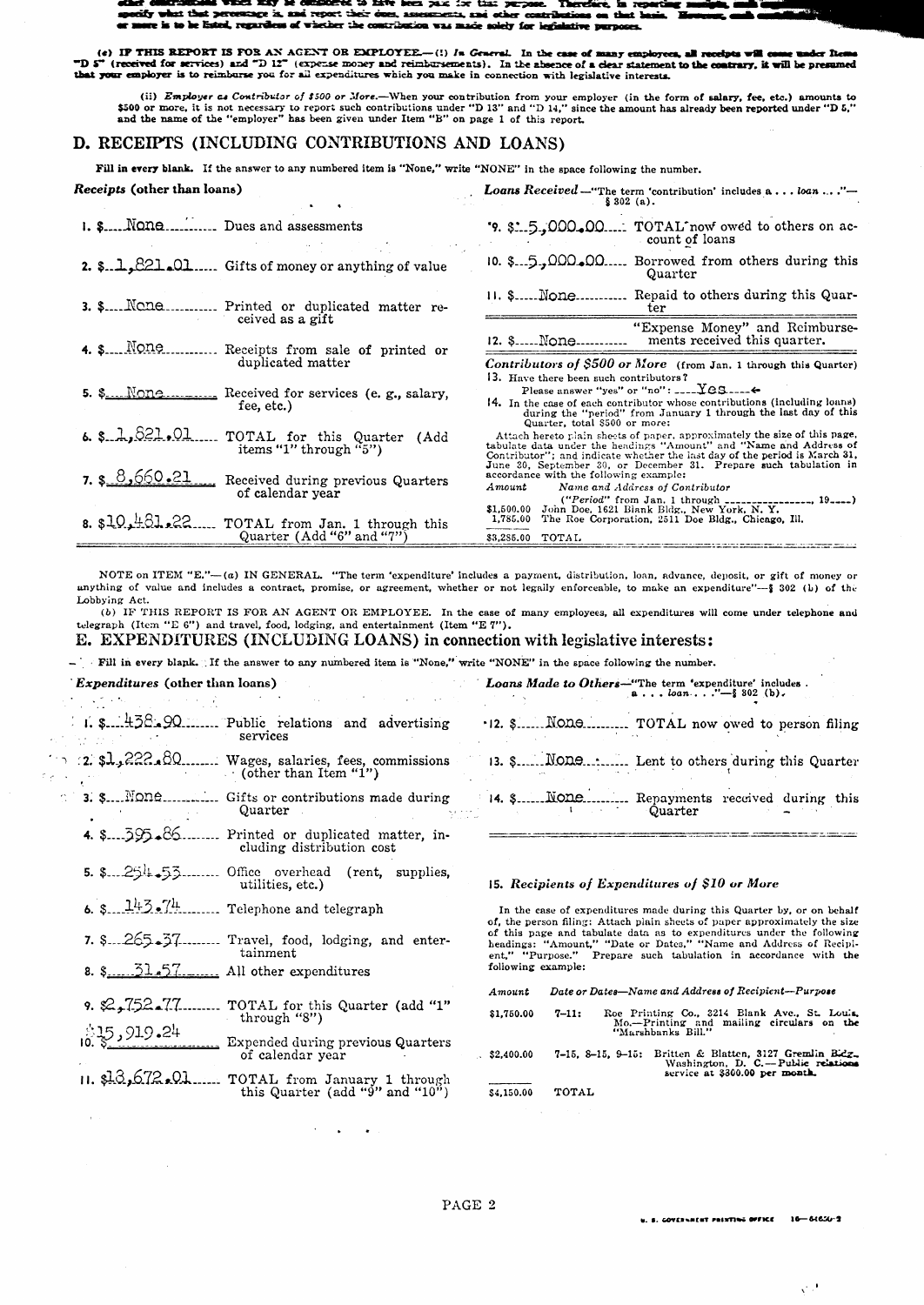other contributions which may be considered to have been paid for that purpose. Therefore, in reporting receipts, such organizations should specify what that percentage is, and report their dues, assessments, and other contributions on that basis. However, each contributor of $500 or more is to be listed, regardless of whether the contribution was made solely for legislative purposes.

(c) IF THIS REPORT IS FOR AN AGENT OR EMPLOYEE.—(i) *In General.* In the case of many employees, all receipts will come under Items "D 5" (received for services) and "D 12" (expense money and reimbursements). In the absence of a clear statement to the contrary, it will be presumed that your employer is to reimburse you for all expenditures which you make in connection with legislative interests.

(ii) *Employer as Contributor of $500 or More.*—When your contribution from your employer (in the form of salary, fee, etc.) amounts to $500 or more, it is not necessary to report such contributions under "D 13" and "D 14," since the amount has already been reported under "D 5," and the name of the "employer" has been given under Item "B" on page 1 of this report.

## D. RECEIPTS (INCLUDING CONTRIBUTIONS AND LOANS)

**Fill in every blank.** If the answer to any numbered item is "None," write "NONE" in the space following the number.

***Receipts* (other than loans)**

1. $ None Dues and assessments
2. $ 1,821.01 Gifts of money or anything of value
3. $ None Printed or duplicated matter received as a gift
4. $ None Receipts from sale of printed or duplicated matter
5. $ None Received for services (e. g., salary, fee, etc.)
6. $ 1,821.01 TOTAL for this Quarter (Add items "1" through "5")
7. $ 8,660.21 Received during previous Quarters of calendar year
8. $10,481.22 TOTAL from Jan. 1 through this Quarter (Add "6" and "7")

***Loans Received*—"The term 'contribution' includes a . . . loan . . ."—§ 302 (a).**

9. $ 5,000.00 TOTAL now owed to others on account of loans
10. $ 5,000.00 Borrowed from others during this Quarter
11. $ None Repaid to others during this Quarter
12. $ None "Expense Money" and Reimbursements received this quarter.

***Contributors of $500 or More* (from Jan. 1 through this Quarter)**

13. Have there been such contributors? Please answer "yes" or "no": Yes
14. In the case of each contributor whose contributions (including loans) during the "period" from January 1 through the last day of this Quarter, total $500 or more:

Attach hereto plain sheets of paper, approximately the size of this page, tabulate data under the headings "Amount" and "Name and Address of Contributor"; and indicate whether the last day of the period is March 31, June 30, September 30, or December 31. Prepare such tabulation in accordance with the following example:

| Amount | Name and Address of Contributor |
|---|---|
| | ("Period" from Jan. 1 through ______, 19__) |
| $1,500.00 | John Doe, 1621 Blank Bldg., New York, N. Y. |
| 1,785.00 | The Roe Corporation, 2511 Doe Bldg., Chicago, Ill. |
| $3,285.00 | TOTAL |

NOTE on ITEM "E."—(a) IN GENERAL. "The term 'expenditure' includes a payment, distribution, loan, advance, deposit, or gift of money or anything of value and includes a contract, promise, or agreement, whether or not legally enforceable, to make an expenditure"—§ 302 (b) of the Lobbying Act.

(b) IF THIS REPORT IS FOR AN AGENT OR EMPLOYEE. In the case of many employees, all expenditures will come under telephone and telegraph (Item "E 6") and travel, food, lodging, and entertainment (Item "E 7").

## E. EXPENDITURES (INCLUDING LOANS) in connection with legislative interests:

**Fill in every blank.** If the answer to any numbered item is "None," write "NONE" in the space following the number.

***Expenditures* (other than loans)**

1. $ 438.90 Public relations and advertising services
2. $1,222.80 Wages, salaries, fees, commissions (other than Item "1")
3. $ None Gifts or contributions made during Quarter
4. $ 395.86 Printed or duplicated matter, including distribution cost
5. $ 254.53 Office overhead (rent, supplies, utilities, etc.)
6. $ 143.74 Telephone and telegraph
7. $ 265.37 Travel, food, lodging, and entertainment
8. $ 31.57 All other expenditures
9. $2,752.77 TOTAL for this Quarter (add "1" through "8")
10. $15,919.24 Expended during previous Quarters of calendar year
11. $18,672.01 TOTAL from January 1 through this Quarter (add "9" and "10")

***Loans Made to Others*—"The term 'expenditure' includes a . . . loan. . . ."—§ 302 (b).**

12. $ None TOTAL now owed to person filing
13. $ None Lent to others during this Quarter
14. $ None Repayments received during this Quarter

**15. *Recipients of Expenditures of $10 or More***

In the case of expenditures made during this Quarter by, or on behalf of, the person filing: Attach plain sheets of paper approximately the size of this page and tabulate data as to expenditures under the following headings: "Amount," "Date or Dates," "Name and Address of Recipient," "Purpose." Prepare such tabulation in accordance with the following example:

| Amount | Date or Dates—Name and Address of Recipient—Purpose |
|---|---|
| $1,750.00 | 7-11: Roe Printing Co., 3214 Blank Ave., St. Louis, Mo.—Printing and mailing circulars on the "Marshbanks Bill." |
| $2,400.00 | 7-15, 8-15, 9-15: Britten & Blatten, 3127 Gremlin Bldg., Washington, D. C.—Public relations service at $800.00 per month. |
| $4,150.00 | TOTAL |

U. S. GOVERNMENT PRINTING OFFICE 16—64650-2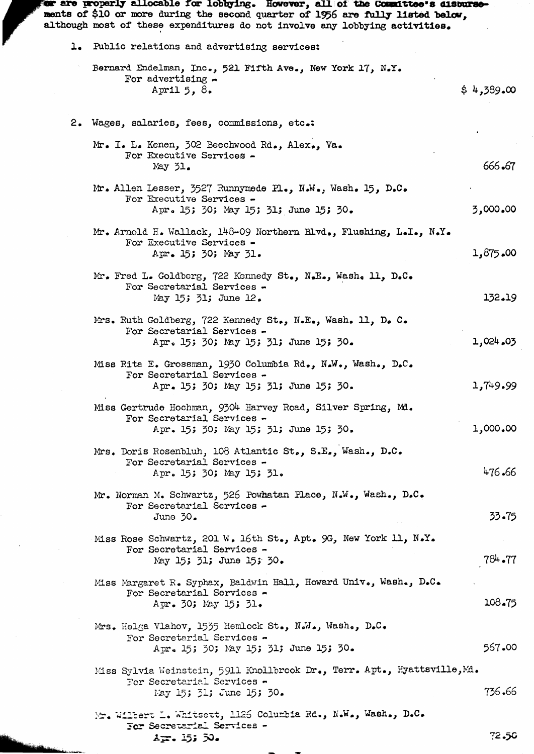...er are properly allocable for lobbying. However, all of the Committee's disbursements of $10 or more during the second quarter of 1956 are fully listed below, although most of these expenditures do not involve any lobbying activities.

1. Public relations and advertising services:

Bernard Endelman, Inc., 521 Fifth Ave., New York 17, N.Y.
For advertising -
April 5, 8. — $ 4,389.00

2. Wages, salaries, fees, commissions, etc.:

Mr. I. L. Kenen, 302 Beechwood Rd., Alex., Va.
For Executive Services -
May 31. — 666.67

Mr. Allen Lesser, 3527 Runnymede Pl., N.W., Wash. 15, D.C.
For Executive Services -
Apr. 15; 30; May 15; 31; June 15; 30. — 3,000.00

Mr. Arnold H. Wallack, 148-09 Northern Blvd., Flushing, L.I., N.Y.
For Executive Services -
Apr. 15; 30; May 31. — 1,875.00

Mr. Fred L. Goldberg, 722 Kennedy St., N.E., Wash. 11, D.C.
For Secretarial Services -
May 15; 31; June 12. — 132.19

Mrs. Ruth Goldberg, 722 Kennedy St., N.E., Wash. 11, D. C.
For Secretarial Services -
Apr. 15; 30; May 15; 31; June 15; 30. — 1,024.03

Miss Rita E. Grossman, 1930 Columbia Rd., N.W., Wash., D.C.
For Secretarial Services -
Apr. 15; 30; May 15; 31; June 15; 30. — 1,749.99

Miss Gertrude Hochman, 9304 Harvey Road, Silver Spring, Md.
For Secretarial Services -
Apr. 15; 30; May 15; 31; June 15; 30. — 1,000.00

Mrs. Doris Rosenbluh, 108 Atlantic St., S.E., Wash., D.C.
For Secretarial Services -
Apr. 15; 30; May 15; 31. — 476.66

Mr. Norman M. Schwartz, 526 Powhatan Place, N.W., Wash., D.C.
For Secretarial Services -
June 30. — 33.75

Miss Rose Schwartz, 201 W. 16th St., Apt. 9G, New York 11, N.Y.
For Secretarial Services -
May 15; 31; June 15; 30. — 784.77

Miss Margaret R. Syphax, Baldwin Hall, Howard Univ., Wash., D.C.
For Secretarial Services -
Apr. 30; May 15; 31. — 108.75

Mrs. Helga Vlahov, 1535 Hemlock St., N.W., Wash., D.C.
For Secretarial Services -
Apr. 15; 30; May 15; 31; June 15; 30. — 567.00

Miss Sylvia Weinstein, 5911 Knollbrook Dr., Terr. Apt., Hyattsville, Md.
For Secretarial Services -
May 15; 31; June 15; 30. — 736.66

Mr. Wilbert L. Whitsett, 1125 Columbia Rd., N.W., Wash., D.C.
For Secretarial Services -
Apr. 15; 30. — 72.50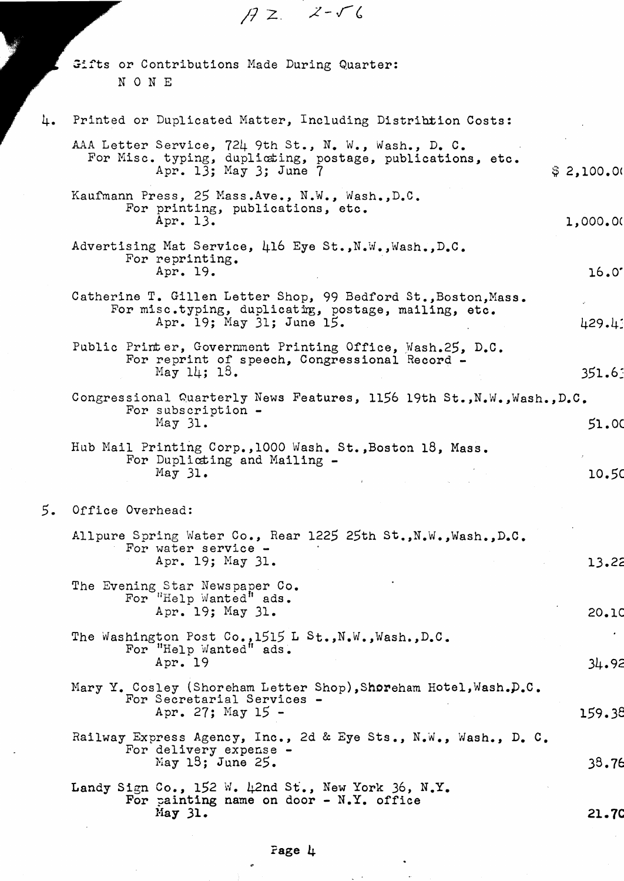AZ 2-56

Gifts or Contributions Made During Quarter:

N O N E

4. Printed or Duplicated Matter, Including Distribtion Costs:

| | |
|---|---|
| AAA Letter Service, 724 9th St., N. W., Wash., D. C.<br>For Misc. typing, duplicating, postage, publications, etc.<br>Apr. 13; May 3; June 7 | $ 2,100.0 |
| Kaufmann Press, 25 Mass.Ave., N.W., Wash.,D.C.<br>For printing, publications, etc.<br>Apr. 13. | 1,000.0 |
| Advertising Mat Service, 416 Eye St.,N.W.,Wash.,D.C.<br>For reprinting.<br>Apr. 19. | 16.0 |
| Catherine T. Gillen Letter Shop, 99 Bedford St.,Boston,Mass.<br>For misc.typing, duplicating, postage, mailing, etc.<br>Apr. 19; May 31; June 15. | 429.4 |
| Public Printer, Government Printing Office, Wash.25, D.C.<br>For reprint of speech, Congressional Record -<br>May 14; 18. | 351.6 |
| Congressional Quarterly News Features, 1156 19th St.,N.W.,Wash.,D.C.<br>For subscription -<br>May 31. | 51.0 |
| Hub Mail Printing Corp.,1000 Wash. St.,Boston 18, Mass.<br>For Duplicating and Mailing -<br>May 31. | 10.5 |

5. Office Overhead:

| | |
|---|---|
| Allpure Spring Water Co., Rear 1225 25th St.,N.W.,Wash.,D.C.<br>For water service -<br>Apr. 19; May 31. | 13.22 |
| The Evening Star Newspaper Co.<br>For "Help Wanted" ads.<br>Apr. 19; May 31. | 20.10 |
| The Washington Post Co.,1515 L St.,N.W.,Wash.,D.C.<br>For "Help Wanted" ads.<br>Apr. 19 | 34.92 |
| Mary Y. Cosley (Shoreham Letter Shop),Shoreham Hotel,Wash.D.C.<br>For Secretarial Services -<br>Apr. 27; May 15 - | 159.38 |
| Railway Express Agency, Inc., 2d & Eye Sts., N.W., Wash., D. C.<br>For delivery expense -<br>May 18; June 25. | 38.76 |
| Landy Sign Co., 152 W. 42nd St., New York 36, N.Y.<br>For painting name on door - N.Y. office<br>May 31. | 21.70 |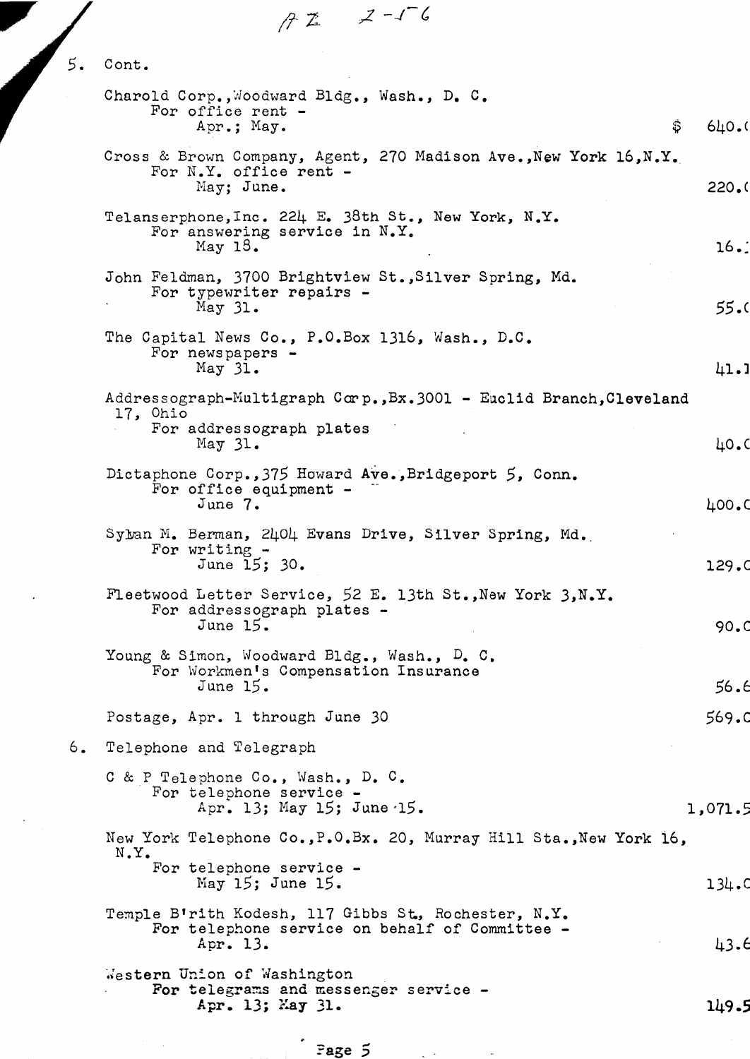AZ 2-56

5. Cont.

Charold Corp., Woodward Bldg., Wash., D. C.
For office rent -
Apr.; May. $ 640.0

Cross & Brown Company, Agent, 270 Madison Ave., New York 16, N.Y.
For N.Y. office rent -
May; June. 220.0

Telanserphone, Inc. 224 E. 38th St., New York, N.Y.
For answering service in N.Y.
May 18. 16.1

John Feldman, 3700 Brightview St., Silver Spring, Md.
For typewriter repairs -
May 31. 55.0

The Capital News Co., P.O. Box 1316, Wash., D.C.
For newspapers -
May 31. 41.1

Addressograph-Multigraph Corp., Bx. 3001 - Euclid Branch, Cleveland 17, Ohio
For addressograph plates
May 31. 40.0

Dictaphone Corp., 375 Howard Ave., Bridgeport 5, Conn.
For office equipment -
June 7. 400.0

Sylvan M. Berman, 2404 Evans Drive, Silver Spring, Md.
For writing -
June 15; 30. 129.0

Fleetwood Letter Service, 52 E. 13th St., New York 3, N.Y.
For addressograph plates -
June 15. 90.0

Young & Simon, Woodward Bldg., Wash., D. C.
For Workmen's Compensation Insurance
June 15. 56.6

Postage, Apr. 1 through June 30 569.0

6. Telephone and Telegraph

C & P Telephone Co., Wash., D. C.
For telephone service -
Apr. 13; May 15; June 15. 1,071.5

New York Telephone Co., P.O. Bx. 20, Murray Hill Sta., New York 16, N.Y.
For telephone service -
May 15; June 15. 134.0

Temple B'rith Kodesh, 117 Gibbs St., Rochester, N.Y.
For telephone service on behalf of Committee -
Apr. 13. 43.6

Western Union of Washington
For telegrams and messenger service -
Apr. 13; May 31. 149.5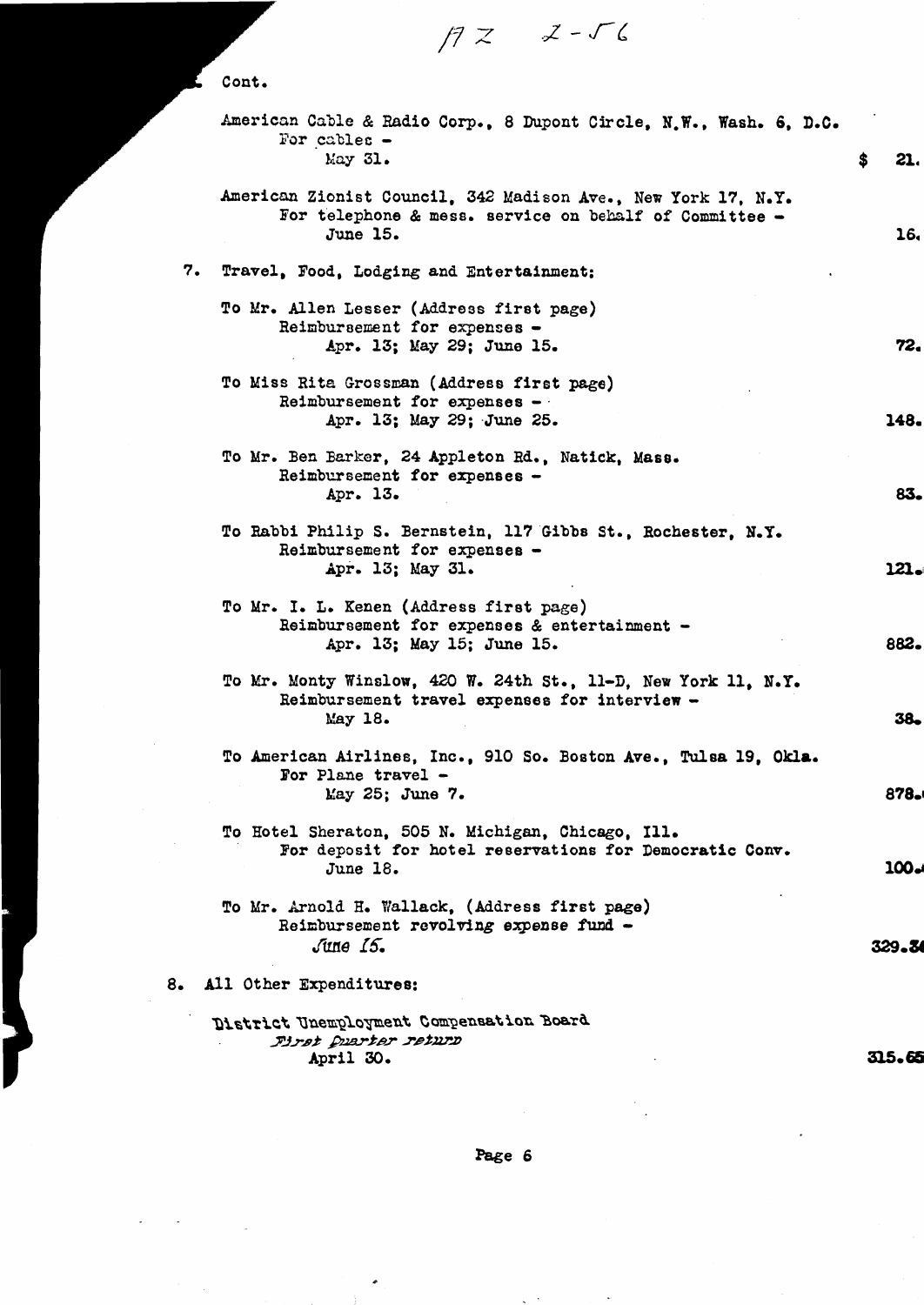AZ 2-56

Cont.

American Cable & Radio Corp., 8 Dupont Circle, N.W., Wash. 6, D.C.
For cables -
May 31. $ 21.

American Zionist Council, 342 Madison Ave., New York 17, N.Y.
For telephone & mess. service on behalf of Committee -
June 15. 16.

7. Travel, Food, Lodging and Entertainment:

To Mr. Allen Lesser (Address first page)
Reimbursement for expenses -
Apr. 13; May 29; June 15. 72.

To Miss Rita Grossman (Address first page)
Reimbursement for expenses -
Apr. 13; May 29; June 25. 148.

To Mr. Ben Barker, 24 Appleton Rd., Natick, Mass.
Reimbursement for expenses -
Apr. 13. 83.

To Rabbi Philip S. Bernstein, 117 Gibbs St., Rochester, N.Y.
Reimbursement for expenses -
Apr. 13; May 31. 121.

To Mr. I. L. Kenen (Address first page)
Reimbursement for expenses & entertainment -
Apr. 13; May 15; June 15. 882.

To Mr. Monty Winslow, 420 W. 24th St., 11-D, New York 11, N.Y.
Reimbursement travel expenses for interview -
May 18. 38.

To American Airlines, Inc., 910 So. Boston Ave., Tulsa 19, Okla.
For Plane travel -
May 25; June 7. 878.

To Hotel Sheraton, 505 N. Michigan, Chicago, Ill.
For deposit for hotel reservations for Democratic Conv.
June 18. 100.

To Mr. Arnold H. Wallack, (Address first page)
Reimbursement revolving expense fund -
June 15. 329.3

8. All Other Expenditures:

District Unemployment Compensation Board
*First Quarter return*
April 30. 315.65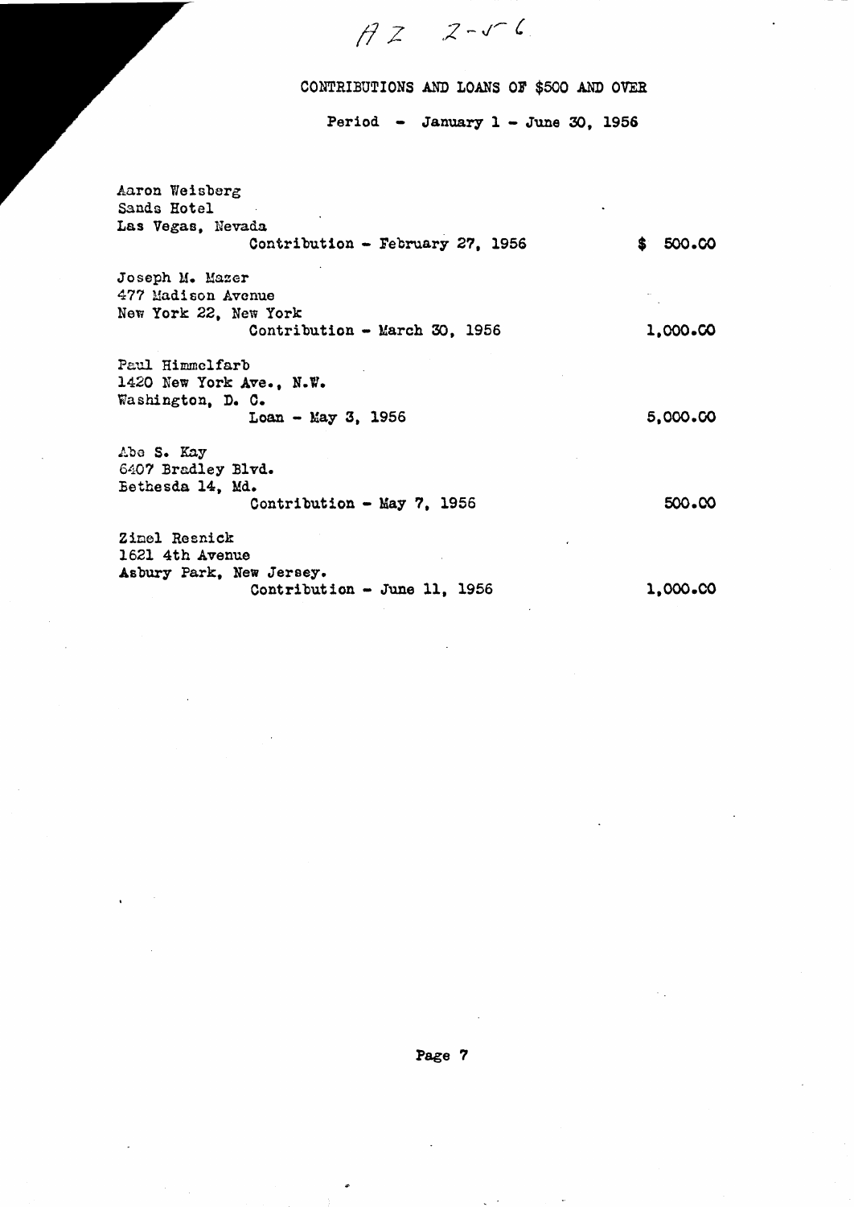AZ 2-56

# CONTRIBUTIONS AND LOANS OF $500 AND OVER

Period - January 1 - June 30, 1956

Aaron Weisberg
Sands Hotel
Las Vegas, Nevada
Contribution - February 27, 1956 — $ 500.00

Joseph M. Mazer
477 Madison Avenue
New York 22, New York
Contribution - March 30, 1956 — 1,000.00

Paul Himmelfarb
1420 New York Ave., N.W.
Washington, D. C.
Loan - May 3, 1956 — 5,000.00

Abe S. Kay
6407 Bradley Blvd.
Bethesda 14, Md.
Contribution - May 7, 1956 — 500.00

Zinel Resnick
1621 4th Avenue
Asbury Park, New Jersey.
Contribution - June 11, 1956 — 1,000.00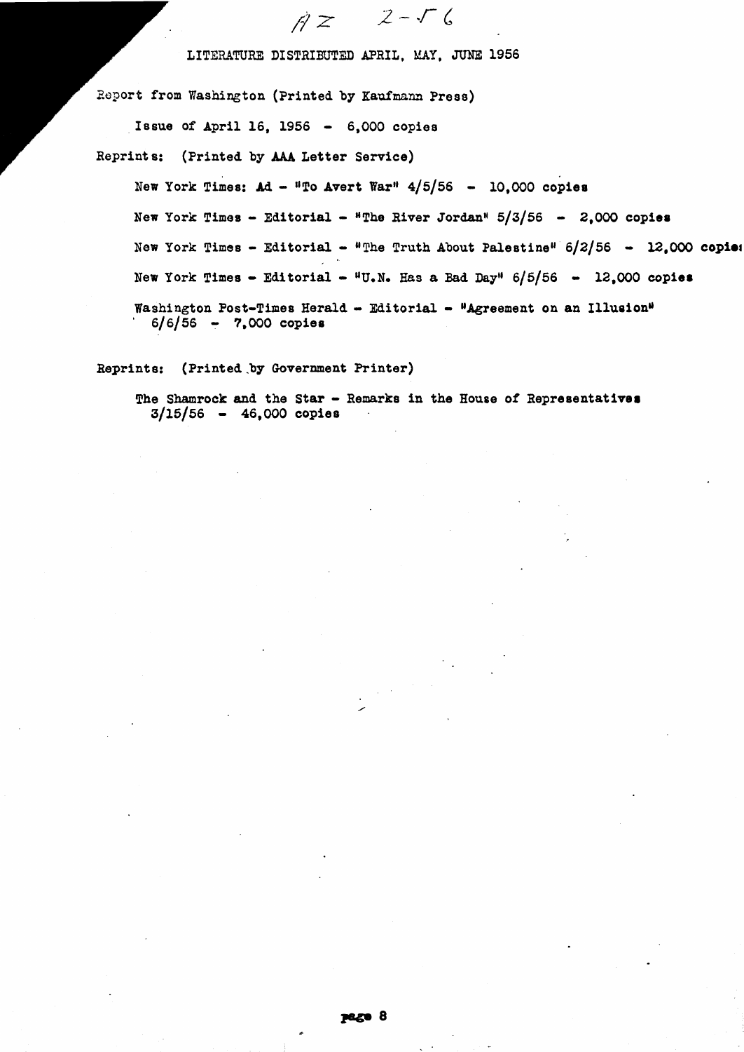AZ 2-56

LITERATURE DISTRIBUTED APRIL, MAY, JUNE 1956

Report from Washington (Printed by Kaufmann Press)

Issue of April 16, 1956 - 6,000 copies

Reprints: (Printed by AAA Letter Service)

New York Times: Ad - "To Avert War" 4/5/56 - 10,000 copies

New York Times - Editorial - "The River Jordan" 5/3/56 - 2,000 copies

New York Times - Editorial - "The Truth About Palestine" 6/2/56 - 12,000 copies

New York Times - Editorial - "U.N. Has a Bad Day" 6/5/56 - 12,000 copies

Washington Post-Times Herald - Editorial - "Agreement on an Illusion" 6/6/56 - 7,000 copies

Reprints: (Printed by Government Printer)

The Shamrock and the Star - Remarks in the House of Representatives 3/15/56 - 46,000 copies